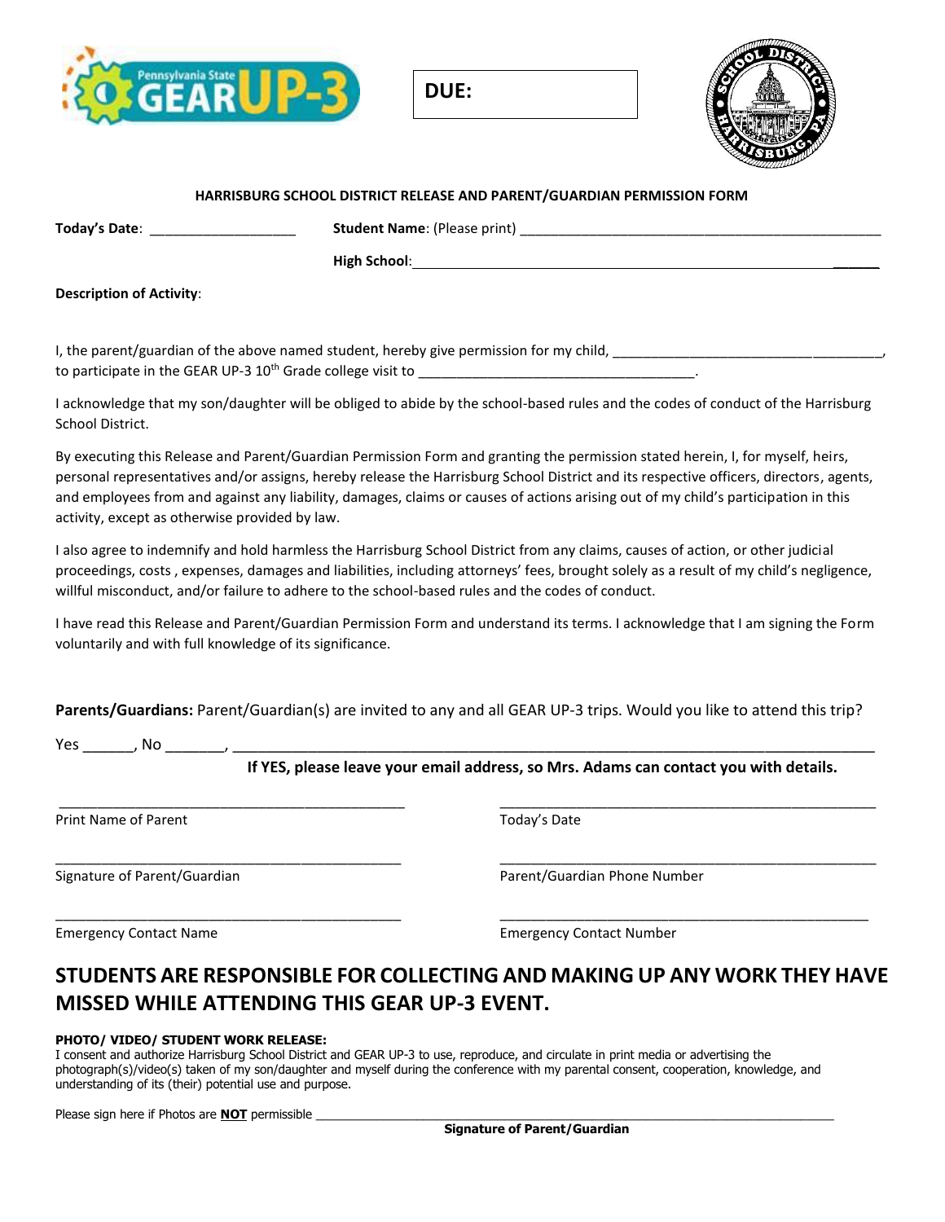**DUE:**

**HARRISBURG SCHOOL DISTRICT RELEASE AND PARENT/GUARDIAN PERMISSION FORM**

**Today's Date**: ___________________ **Student Name**: (Please print) _______________________________________________

**High School**: ___________________________________________________________________

**Description of Activity**:

I, the parent/guardian of the above named student, hereby give permission for my child, ___________________________________, to participate in the GEAR UP-3 10th Grade college visit to ____________________________________.

I acknowledge that my son/daughter will be obliged to abide by the school-based rules and the codes of conduct of the Harrisburg School District.

By executing this Release and Parent/Guardian Permission Form and granting the permission stated herein, I, for myself, heirs, personal representatives and/or assigns, hereby release the Harrisburg School District and its respective officers, directors, agents, and employees from and against any liability, damages, claims or causes of actions arising out of my child's participation in this activity, except as otherwise provided by law.

I also agree to indemnify and hold harmless the Harrisburg School District from any claims, causes of action, or other judicial proceedings, costs , expenses, damages and liabilities, including attorneys' fees, brought solely as a result of my child's negligence, willful misconduct, and/or failure to adhere to the school-based rules and the codes of conduct.

I have read this Release and Parent/Guardian Permission Form and understand its terms. I acknowledge that I am signing the Form voluntarily and with full knowledge of its significance.

**Parents/Guardians:** Parent/Guardian(s) are invited to any and all GEAR UP-3 trips. Would you like to attend this trip?

Yes ______, No _______, ________________________________________________________________________________

**If YES, please leave your email address, so Mrs. Adams can contact you with details.**

_____________________________________________ _________________________________________________

Print Name of Parent Today's Date

_____________________________________________ _________________________________________________

Signature of Parent/Guardian Parent/Guardian Phone Number

_____________________________________________ _________________________________________________

Emergency Contact Name Emergency Contact Number

## STUDENTS ARE RESPONSIBLE FOR COLLECTING AND MAKING UP ANY WORK THEY HAVE MISSED WHILE ATTENDING THIS GEAR UP-3 EVENT.

**PHOTO/ VIDEO/ STUDENT WORK RELEASE:**
I consent and authorize Harrisburg School District and GEAR UP-3 to use, reproduce, and circulate in print media or advertising the photograph(s)/video(s) taken of my son/daughter and myself during the conference with my parental consent, cooperation, knowledge, and understanding of its (their) potential use and purpose.

Please sign here if Photos are **NOT** permissible ________________________________________________________________________________

**Signature of Parent/Guardian**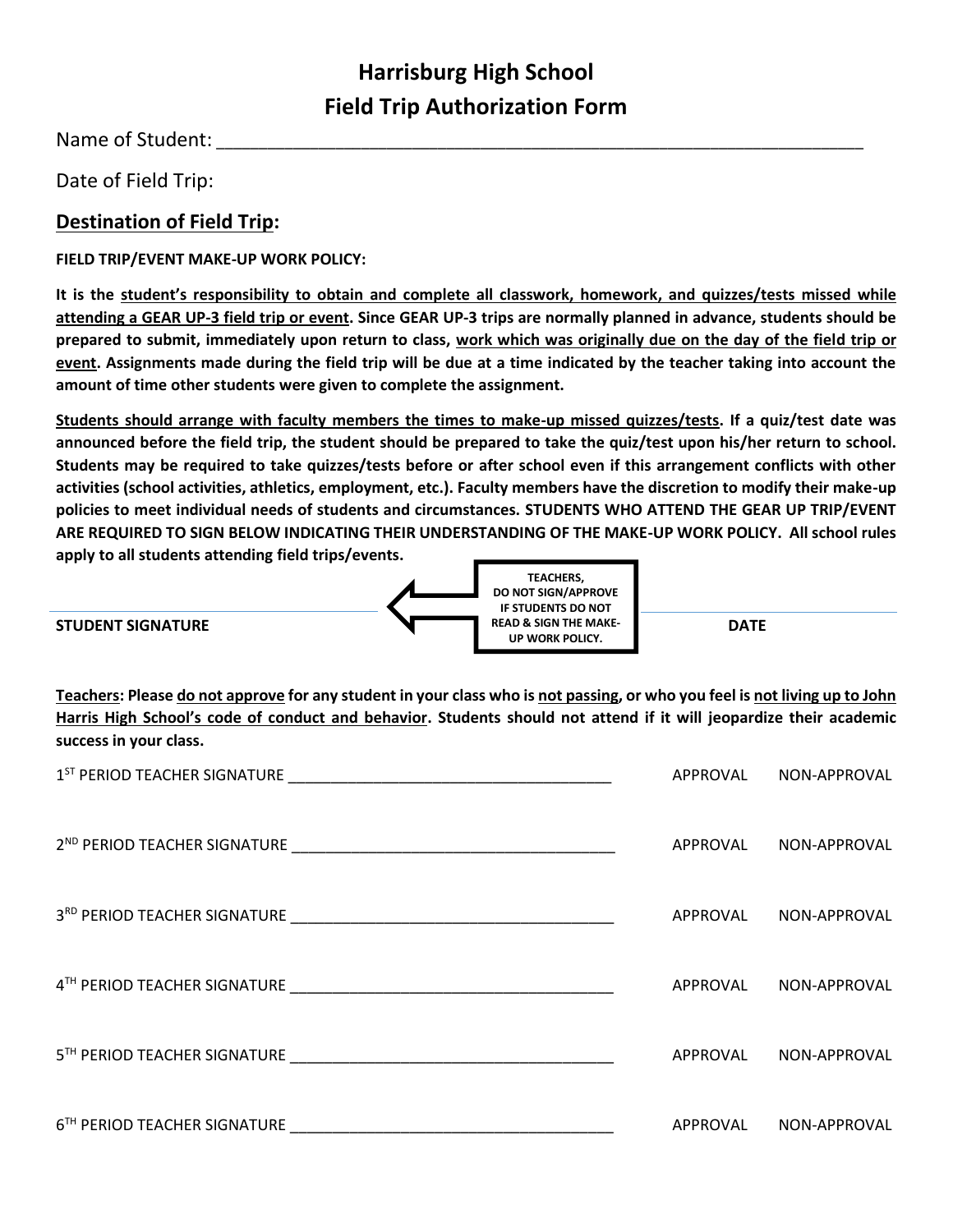# Harrisburg High School
# Field Trip Authorization Form

Name of Student: ______________________________________________________________

Date of Field Trip:

## Destination of Field Trip:

**FIELD TRIP/EVENT MAKE-UP WORK POLICY:**

**It is the <u>student's responsibility to obtain and complete all classwork, homework, and quizzes/tests missed while attending a GEAR UP-3 field trip or event</u>. Since GEAR UP-3 trips are normally planned in advance, students should be prepared to submit, immediately upon return to class, <u>work which was originally due on the day of the field trip or event</u>. Assignments made during the field trip will be due at a time indicated by the teacher taking into account the amount of time other students were given to complete the assignment.**

**<u>Students should arrange with faculty members the times to make-up missed quizzes/tests</u>. If a quiz/test date was announced before the field trip, the student should be prepared to take the quiz/test upon his/her return to school. Students may be required to take quizzes/tests before or after school even if this arrangement conflicts with other activities (school activities, athletics, employment, etc.). Faculty members have the discretion to modify their make-up policies to meet individual needs of students and circumstances. STUDENTS WHO ATTEND THE GEAR UP TRIP/EVENT ARE REQUIRED TO SIGN BELOW INDICATING THEIR UNDERSTANDING OF THE MAKE-UP WORK POLICY. All school rules apply to all students attending field trips/events.**

______________________________ ______________________________

**STUDENT SIGNATURE** **DATE**

**TEACHERS, DO NOT SIGN/APPROVE IF STUDENTS DO NOT READ & SIGN THE MAKE-UP WORK POLICY.**

**<u>Teachers</u>: Please <u>do not approve</u> for any student in your class who is <u>not passing</u>, or who you feel is <u>not living up to John Harris High School's code of conduct and behavior</u>. Students should not attend if it will jeopardize their academic success in your class.**

1ST PERIOD TEACHER SIGNATURE ______________________________________ APPROVAL NON-APPROVAL

2ND PERIOD TEACHER SIGNATURE ______________________________________ APPROVAL NON-APPROVAL

3RD PERIOD TEACHER SIGNATURE ______________________________________ APPROVAL NON-APPROVAL

4TH PERIOD TEACHER SIGNATURE ______________________________________ APPROVAL NON-APPROVAL

5TH PERIOD TEACHER SIGNATURE ______________________________________ APPROVAL NON-APPROVAL

6TH PERIOD TEACHER SIGNATURE ______________________________________ APPROVAL NON-APPROVAL